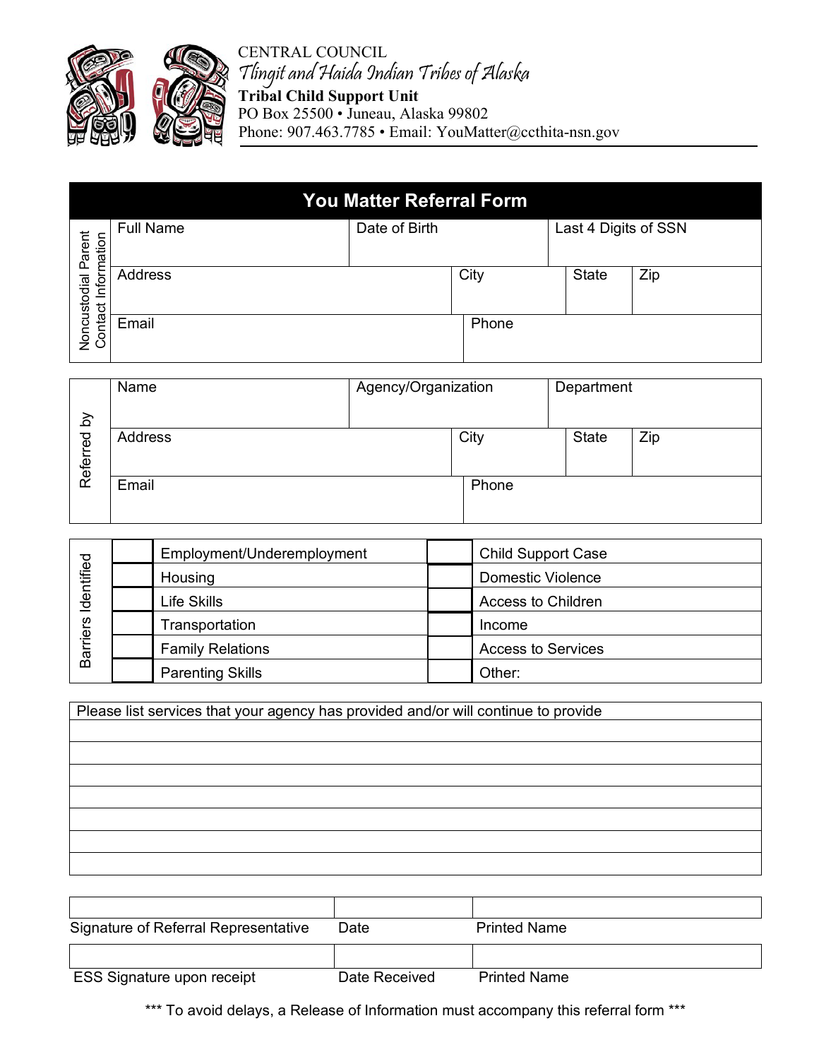CENTRAL COUNCIL
*Tlingit and Haida Indian Tribes of Alaska*
**Tribal Child Support Unit**
PO Box 25500 • Juneau, Alaska 99802
Phone: 907.463.7785 • Email: YouMatter@ccthita-nsn.gov

# You Matter Referral Form

**Noncustodial Parent Contact Information**

| Full Name | | Date of Birth | Last 4 Digits of SSN | |
|---|---|---|---|---|
| Address | City | | State | Zip |
| Email | | Phone | | |

**Referred by**

| Name | | Agency/Organization | Department | |
|---|---|---|---|---|
| Address | City | | State | Zip |
| Email | | Phone | | |

**Barriers Identified**

| | | | |
|---|---|---|---|
| ☐ | Employment/Underemployment | ☐ | Child Support Case |
| ☐ | Housing | ☐ | Domestic Violence |
| ☐ | Life Skills | ☐ | Access to Children |
| ☐ | Transportation | ☐ | Income |
| ☐ | Family Relations | ☐ | Access to Services |
| ☐ | Parenting Skills | ☐ | Other: |

| Please list services that your agency has provided and/or will continue to provide |
|---|
| |
| |
| |
| |
| |
| |
| |

| Signature of Referral Representative | Date | Printed Name |
|---|---|---|
| | | |

| ESS Signature upon receipt | Date Received | Printed Name |
|---|---|---|
| | | |

*** To avoid delays, a Release of Information must accompany this referral form ***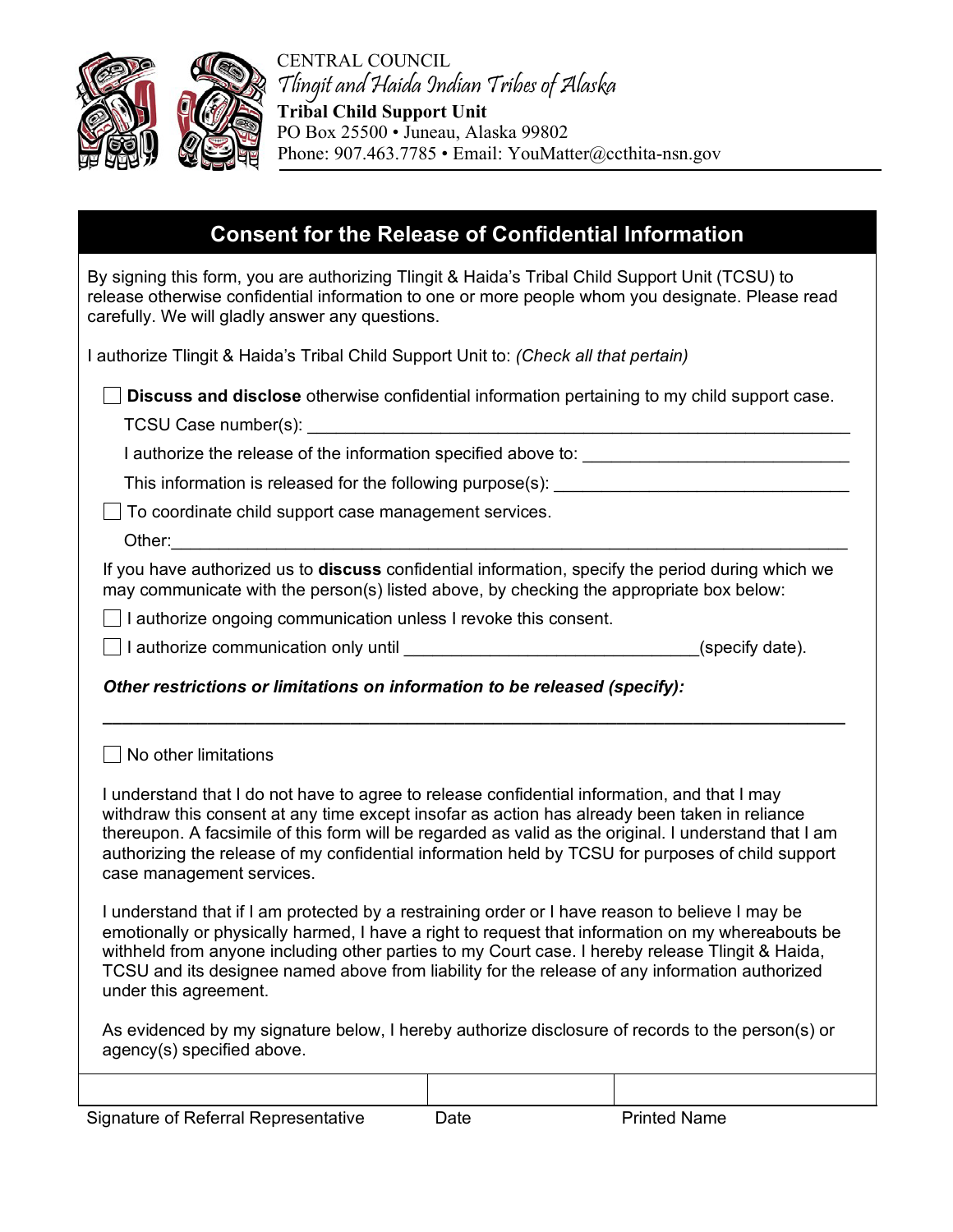CENTRAL COUNCIL

*Tlingit and Haida Indian Tribes of Alaska*

**Tribal Child Support Unit**

PO Box 25500 • Juneau, Alaska 99802

Phone: 907.463.7785 • Email: YouMatter@ccthita-nsn.gov

## Consent for the Release of Confidential Information

By signing this form, you are authorizing Tlingit & Haida's Tribal Child Support Unit (TCSU) to release otherwise confidential information to one or more people whom you designate. Please read carefully. We will gladly answer any questions.

I authorize Tlingit & Haida's Tribal Child Support Unit to: *(Check all that pertain)*

☐ **Discuss and disclose** otherwise confidential information pertaining to my child support case.

TCSU Case number(s): ____________________________________________

I authorize the release of the information specified above to: ____________________________

This information is released for the following purpose(s): ______________________________

☐ To coordinate child support case management services.

Other:______________________________________________________________________

If you have authorized us to **discuss** confidential information, specify the period during which we may communicate with the person(s) listed above, by checking the appropriate box below:

☐ I authorize ongoing communication unless I revoke this consent.

☐ I authorize communication only until ______________________________(specify date).

***Other restrictions or limitations on information to be released (specify):***

______________________________________________________________________

☐ No other limitations

I understand that I do not have to agree to release confidential information, and that I may withdraw this consent at any time except insofar as action has already been taken in reliance thereupon. A facsimile of this form will be regarded as valid as the original. I understand that I am authorizing the release of my confidential information held by TCSU for purposes of child support case management services.

I understand that if I am protected by a restraining order or I have reason to believe I may be emotionally or physically harmed, I have a right to request that information on my whereabouts be withheld from anyone including other parties to my Court case. I hereby release Tlingit & Haida, TCSU and its designee named above from liability for the release of any information authorized under this agreement.

As evidenced by my signature below, I hereby authorize disclosure of records to the person(s) or agency(s) specified above.

| | | |
|---|---|---|
| | | |
| Signature of Referral Representative | Date | Printed Name |